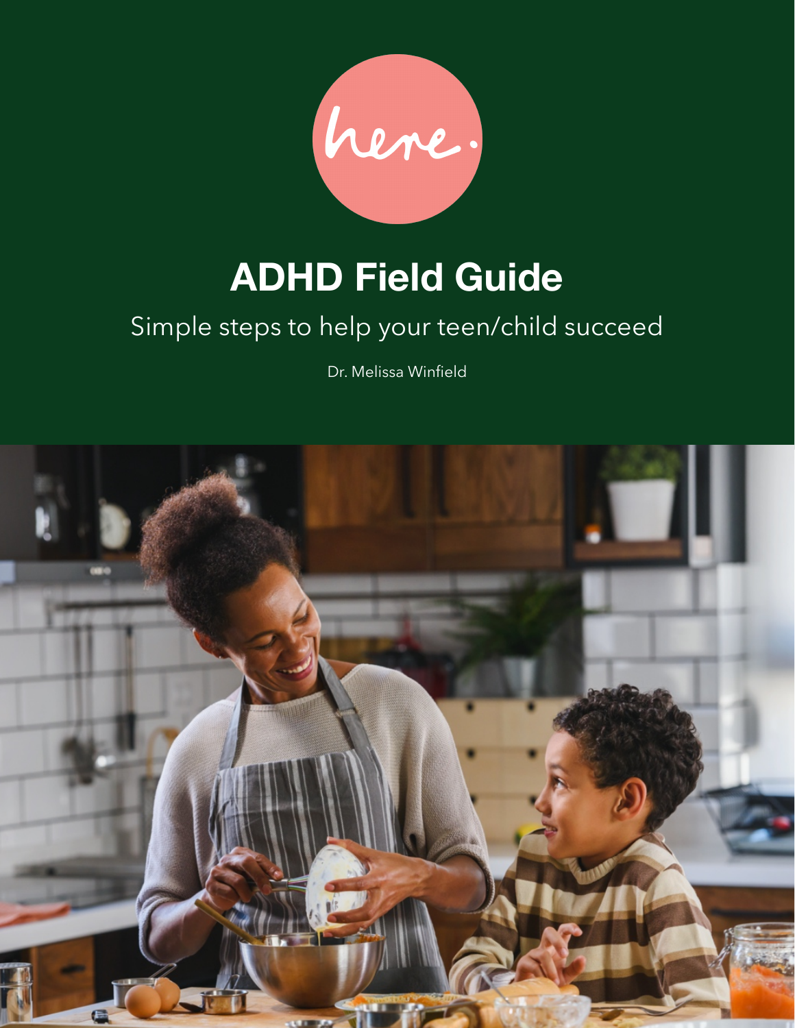here.

# ADHD Field Guide

Simple steps to help your teen/child succeed

Dr. Melissa Winfield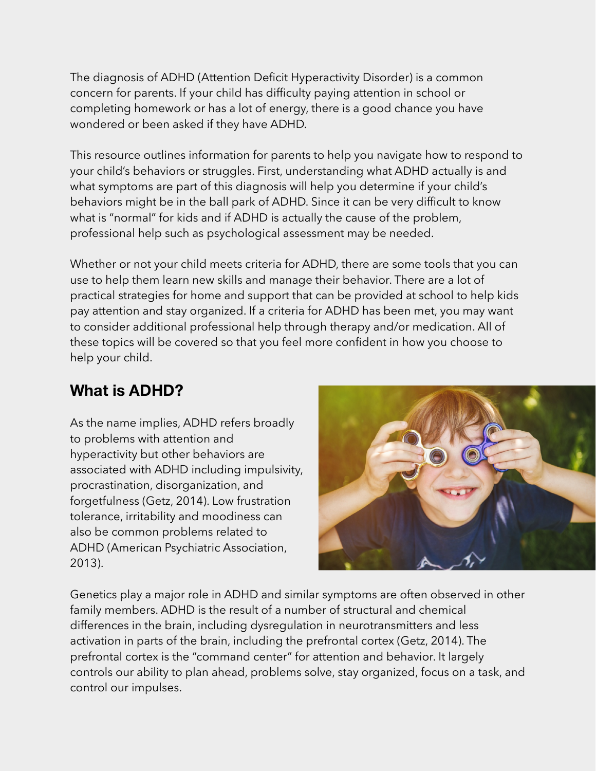The diagnosis of ADHD (Attention Deficit Hyperactivity Disorder) is a common concern for parents. If your child has difficulty paying attention in school or completing homework or has a lot of energy, there is a good chance you have wondered or been asked if they have ADHD.

This resource outlines information for parents to help you navigate how to respond to your child's behaviors or struggles. First, understanding what ADHD actually is and what symptoms are part of this diagnosis will help you determine if your child's behaviors might be in the ball park of ADHD. Since it can be very difficult to know what is "normal" for kids and if ADHD is actually the cause of the problem, professional help such as psychological assessment may be needed.

Whether or not your child meets criteria for ADHD, there are some tools that you can use to help them learn new skills and manage their behavior. There are a lot of practical strategies for home and support that can be provided at school to help kids pay attention and stay organized. If a criteria for ADHD has been met, you may want to consider additional professional help through therapy and/or medication. All of these topics will be covered so that you feel more confident in how you choose to help your child.

## What is ADHD?

As the name implies, ADHD refers broadly to problems with attention and hyperactivity but other behaviors are associated with ADHD including impulsivity, procrastination, disorganization, and forgetfulness (Getz, 2014). Low frustration tolerance, irritability and moodiness can also be common problems related to ADHD (American Psychiatric Association, 2013).

Genetics play a major role in ADHD and similar symptoms are often observed in other family members. ADHD is the result of a number of structural and chemical differences in the brain, including dysregulation in neurotransmitters and less activation in parts of the brain, including the prefrontal cortex (Getz, 2014). The prefrontal cortex is the "command center" for attention and behavior. It largely controls our ability to plan ahead, problems solve, stay organized, focus on a task, and control our impulses.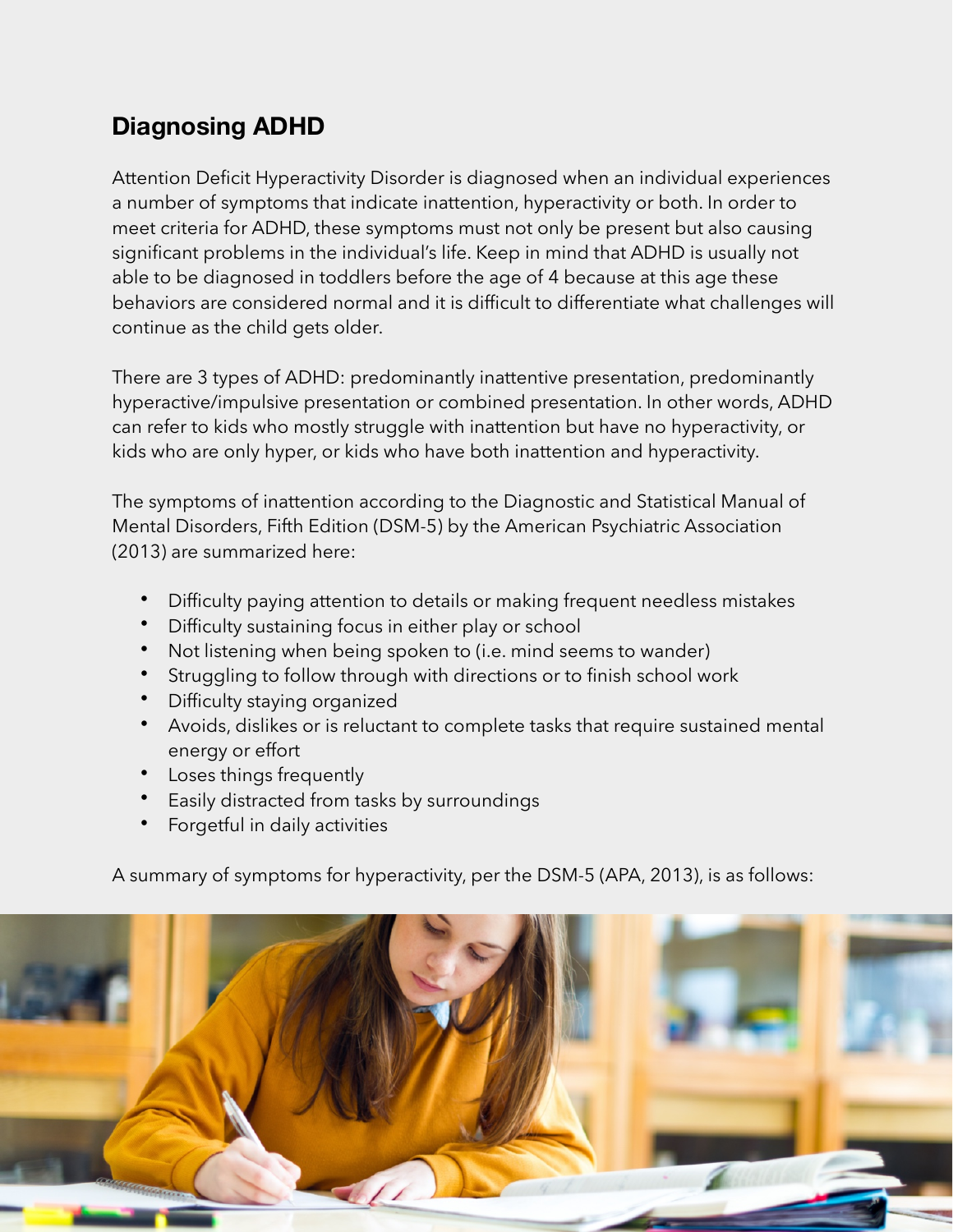## Diagnosing ADHD

Attention Deficit Hyperactivity Disorder is diagnosed when an individual experiences a number of symptoms that indicate inattention, hyperactivity or both. In order to meet criteria for ADHD, these symptoms must not only be present but also causing significant problems in the individual's life. Keep in mind that ADHD is usually not able to be diagnosed in toddlers before the age of 4 because at this age these behaviors are considered normal and it is difficult to differentiate what challenges will continue as the child gets older.

There are 3 types of ADHD: predominantly inattentive presentation, predominantly hyperactive/impulsive presentation or combined presentation. In other words, ADHD can refer to kids who mostly struggle with inattention but have no hyperactivity, or kids who are only hyper, or kids who have both inattention and hyperactivity.

The symptoms of inattention according to the Diagnostic and Statistical Manual of Mental Disorders, Fifth Edition (DSM-5) by the American Psychiatric Association (2013) are summarized here:

- Difficulty paying attention to details or making frequent needless mistakes
- Difficulty sustaining focus in either play or school
- Not listening when being spoken to (i.e. mind seems to wander)
- Struggling to follow through with directions or to finish school work
- Difficulty staying organized
- Avoids, dislikes or is reluctant to complete tasks that require sustained mental energy or effort
- Loses things frequently
- Easily distracted from tasks by surroundings
- Forgetful in daily activities

A summary of symptoms for hyperactivity, per the DSM-5 (APA, 2013), is as follows: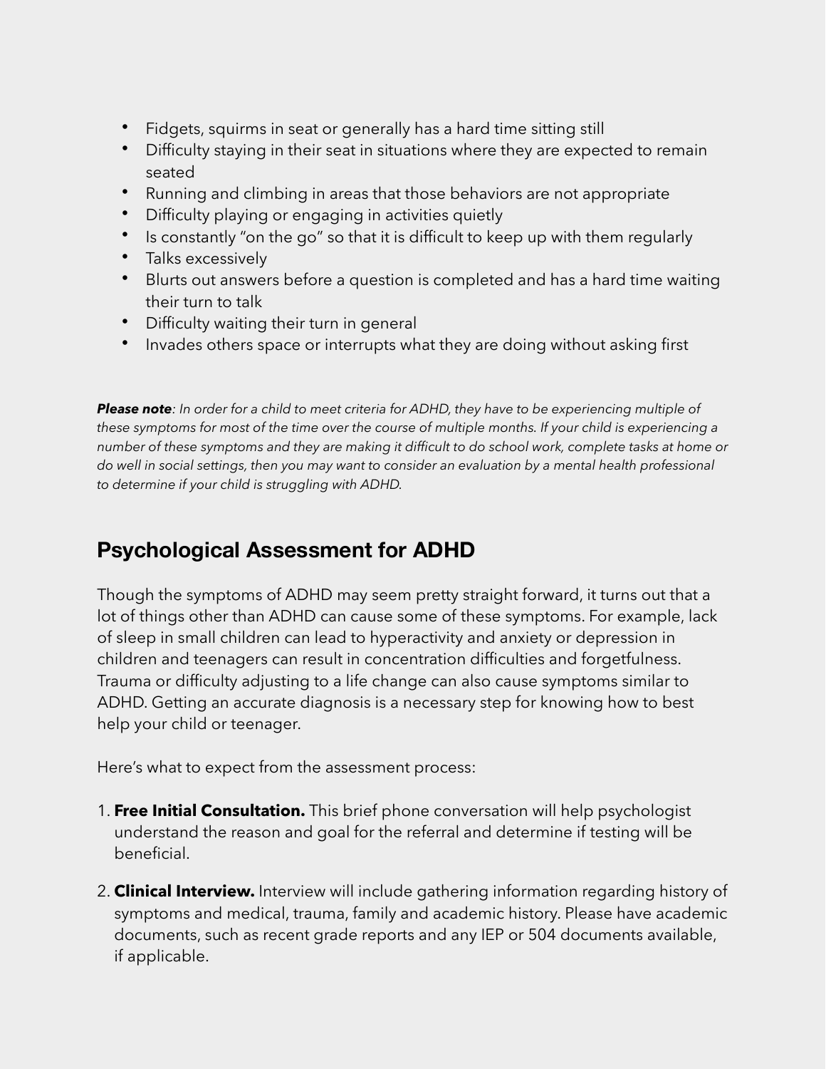- Fidgets, squirms in seat or generally has a hard time sitting still
- Difficulty staying in their seat in situations where they are expected to remain seated
- Running and climbing in areas that those behaviors are not appropriate
- Difficulty playing or engaging in activities quietly
- Is constantly "on the go" so that it is difficult to keep up with them regularly
- Talks excessively
- Blurts out answers before a question is completed and has a hard time waiting their turn to talk
- Difficulty waiting their turn in general
- Invades others space or interrupts what they are doing without asking first

***Please note****: In order for a child to meet criteria for ADHD, they have to be experiencing multiple of these symptoms for most of the time over the course of multiple months. If your child is experiencing a number of these symptoms and they are making it difficult to do school work, complete tasks at home or do well in social settings, then you may want to consider an evaluation by a mental health professional to determine if your child is struggling with ADHD.*

## Psychological Assessment for ADHD

Though the symptoms of ADHD may seem pretty straight forward, it turns out that a lot of things other than ADHD can cause some of these symptoms. For example, lack of sleep in small children can lead to hyperactivity and anxiety or depression in children and teenagers can result in concentration difficulties and forgetfulness. Trauma or difficulty adjusting to a life change can also cause symptoms similar to ADHD. Getting an accurate diagnosis is a necessary step for knowing how to best help your child or teenager.

Here's what to expect from the assessment process:

1. **Free Initial Consultation.** This brief phone conversation will help psychologist understand the reason and goal for the referral and determine if testing will be beneficial.

2. **Clinical Interview.** Interview will include gathering information regarding history of symptoms and medical, trauma, family and academic history. Please have academic documents, such as recent grade reports and any IEP or 504 documents available, if applicable.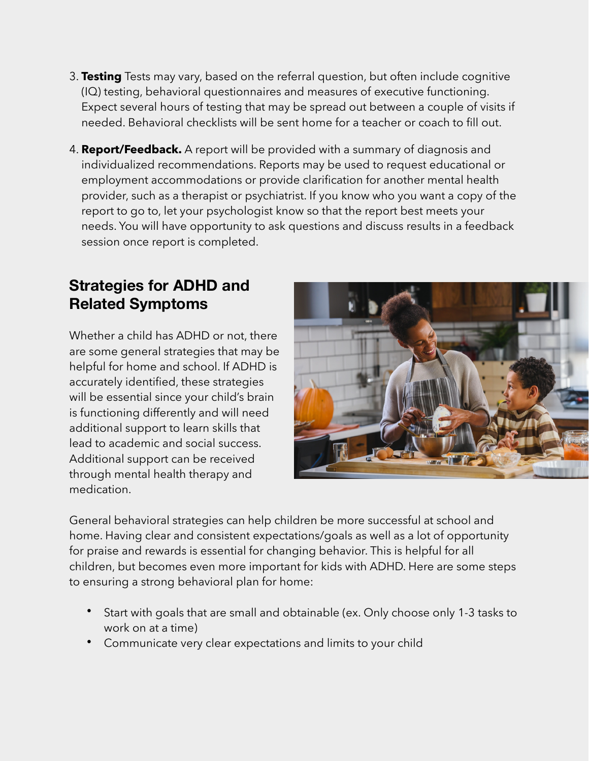3. **Testing** Tests may vary, based on the referral question, but often include cognitive (IQ) testing, behavioral questionnaires and measures of executive functioning. Expect several hours of testing that may be spread out between a couple of visits if needed. Behavioral checklists will be sent home for a teacher or coach to fill out.

4. **Report/Feedback.** A report will be provided with a summary of diagnosis and individualized recommendations. Reports may be used to request educational or employment accommodations or provide clarification for another mental health provider, such as a therapist or psychiatrist. If you know who you want a copy of the report to go to, let your psychologist know so that the report best meets your needs. You will have opportunity to ask questions and discuss results in a feedback session once report is completed.

## Strategies for ADHD and Related Symptoms

Whether a child has ADHD or not, there are some general strategies that may be helpful for home and school. If ADHD is accurately identified, these strategies will be essential since your child's brain is functioning differently and will need additional support to learn skills that lead to academic and social success. Additional support can be received through mental health therapy and medication.

General behavioral strategies can help children be more successful at school and home. Having clear and consistent expectations/goals as well as a lot of opportunity for praise and rewards is essential for changing behavior. This is helpful for all children, but becomes even more important for kids with ADHD. Here are some steps to ensuring a strong behavioral plan for home:

- Start with goals that are small and obtainable (ex. Only choose only 1-3 tasks to work on at a time)
- Communicate very clear expectations and limits to your child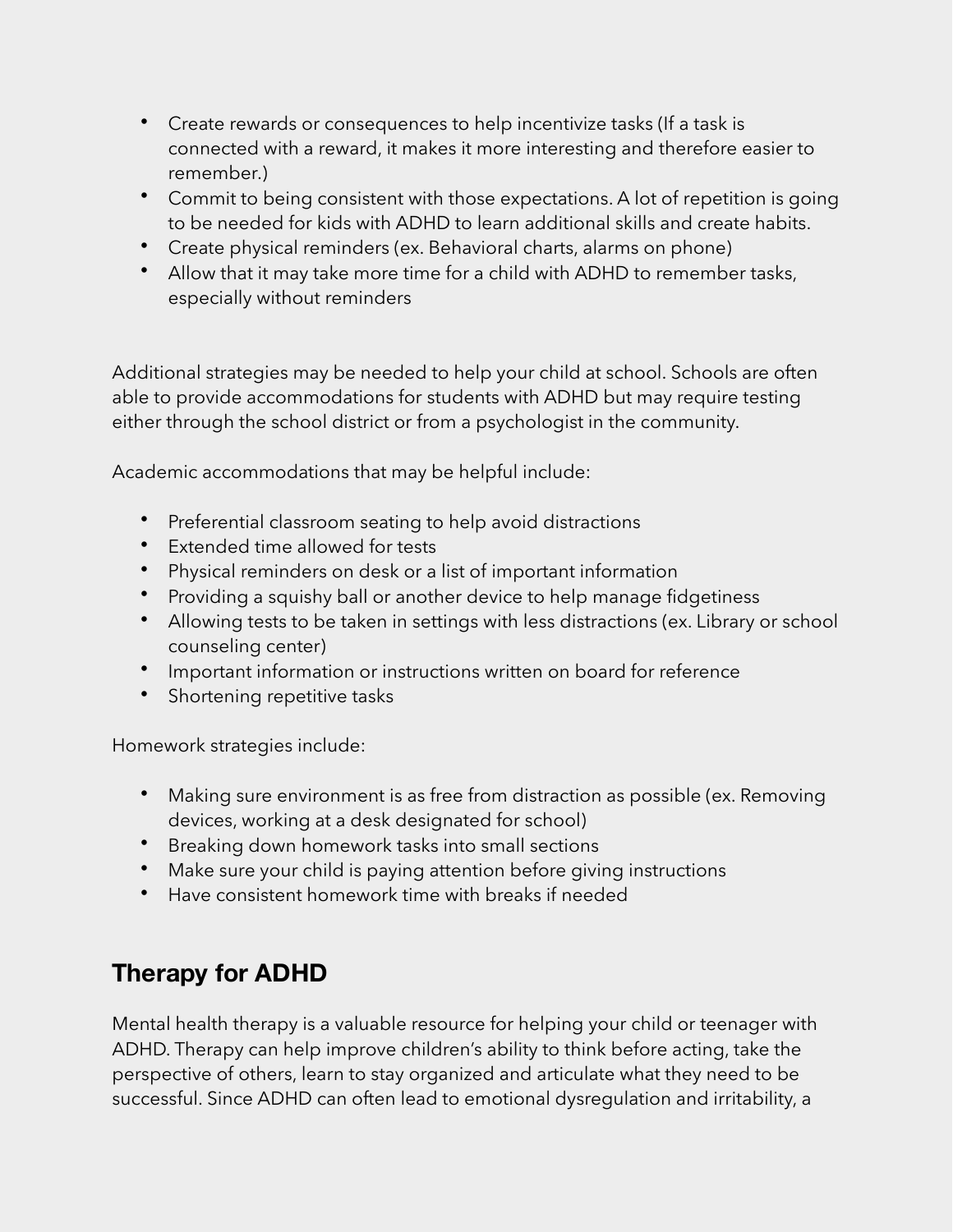- Create rewards or consequences to help incentivize tasks (If a task is connected with a reward, it makes it more interesting and therefore easier to remember.)
- Commit to being consistent with those expectations. A lot of repetition is going to be needed for kids with ADHD to learn additional skills and create habits.
- Create physical reminders (ex. Behavioral charts, alarms on phone)
- Allow that it may take more time for a child with ADHD to remember tasks, especially without reminders

Additional strategies may be needed to help your child at school. Schools are often able to provide accommodations for students with ADHD but may require testing either through the school district or from a psychologist in the community.

Academic accommodations that may be helpful include:

- Preferential classroom seating to help avoid distractions
- Extended time allowed for tests
- Physical reminders on desk or a list of important information
- Providing a squishy ball or another device to help manage fidgetiness
- Allowing tests to be taken in settings with less distractions (ex. Library or school counseling center)
- Important information or instructions written on board for reference
- Shortening repetitive tasks

Homework strategies include:

- Making sure environment is as free from distraction as possible (ex. Removing devices, working at a desk designated for school)
- Breaking down homework tasks into small sections
- Make sure your child is paying attention before giving instructions
- Have consistent homework time with breaks if needed

## Therapy for ADHD

Mental health therapy is a valuable resource for helping your child or teenager with ADHD. Therapy can help improve children's ability to think before acting, take the perspective of others, learn to stay organized and articulate what they need to be successful. Since ADHD can often lead to emotional dysregulation and irritability, a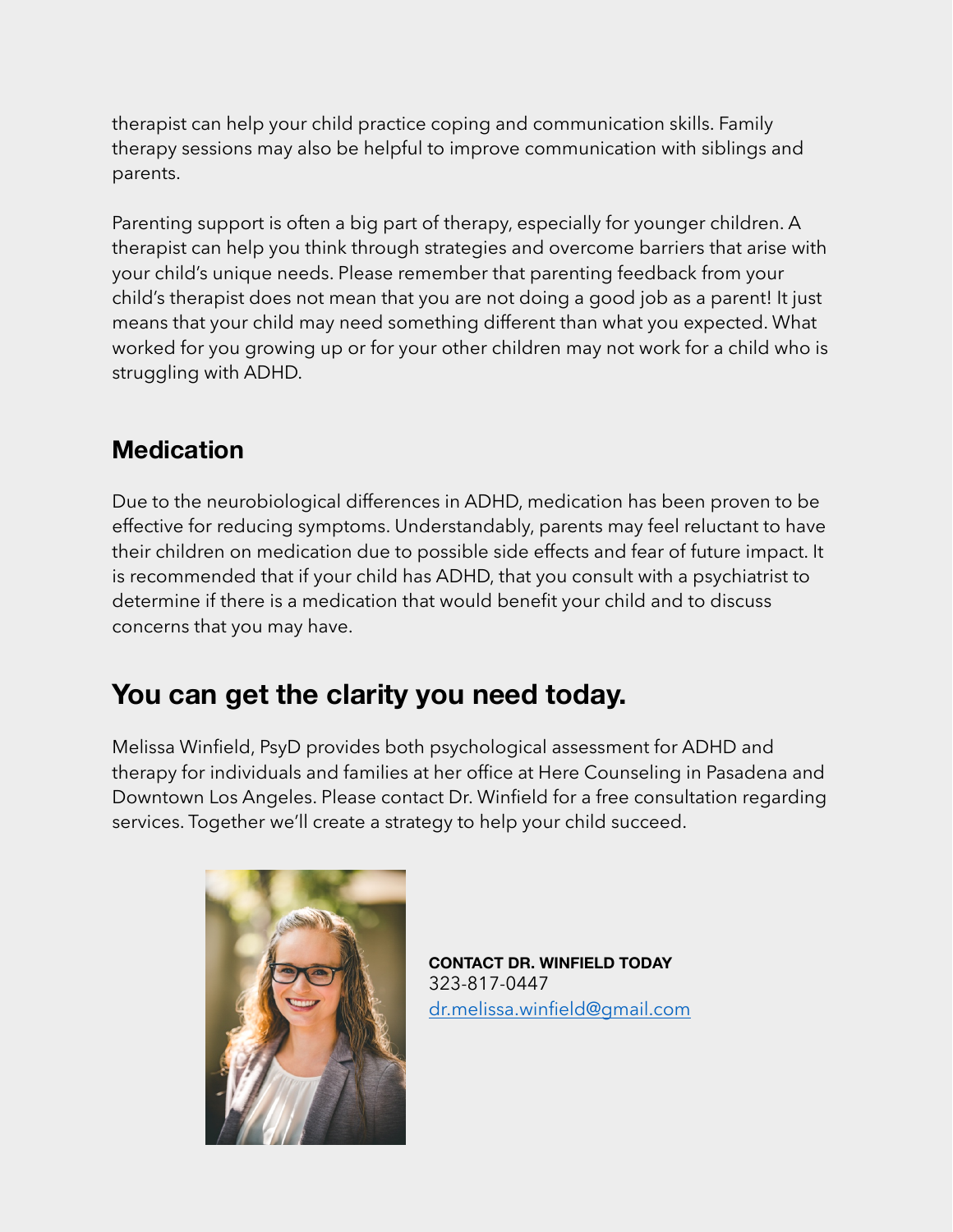therapist can help your child practice coping and communication skills. Family therapy sessions may also be helpful to improve communication with siblings and parents.

Parenting support is often a big part of therapy, especially for younger children. A therapist can help you think through strategies and overcome barriers that arise with your child's unique needs. Please remember that parenting feedback from your child's therapist does not mean that you are not doing a good job as a parent! It just means that your child may need something different than what you expected. What worked for you growing up or for your other children may not work for a child who is struggling with ADHD.

### Medication

Due to the neurobiological differences in ADHD, medication has been proven to be effective for reducing symptoms. Understandably, parents may feel reluctant to have their children on medication due to possible side effects and fear of future impact. It is recommended that if your child has ADHD, that you consult with a psychiatrist to determine if there is a medication that would benefit your child and to discuss concerns that you may have.

## You can get the clarity you need today.

Melissa Winfield, PsyD provides both psychological assessment for ADHD and therapy for individuals and families at her office at Here Counseling in Pasadena and Downtown Los Angeles. Please contact Dr. Winfield for a free consultation regarding services. Together we'll create a strategy to help your child succeed.

**CONTACT DR. WINFIELD TODAY**
323-817-0447
dr.melissa.winfield@gmail.com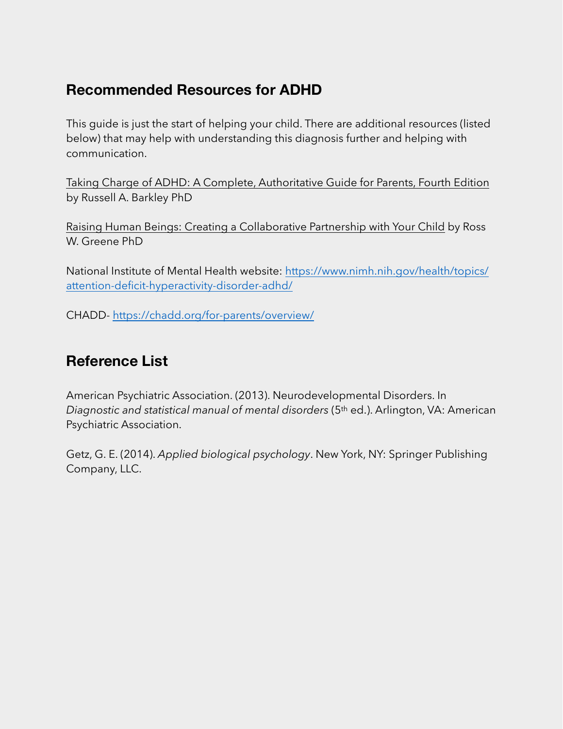## Recommended Resources for ADHD

This guide is just the start of helping your child. There are additional resources (listed below) that may help with understanding this diagnosis further and helping with communication.

Taking Charge of ADHD: A Complete, Authoritative Guide for Parents, Fourth Edition by Russell A. Barkley PhD

Raising Human Beings: Creating a Collaborative Partnership with Your Child by Ross W. Greene PhD

National Institute of Mental Health website: https://www.nimh.nih.gov/health/topics/attention-deficit-hyperactivity-disorder-adhd/

CHADD- https://chadd.org/for-parents/overview/

## Reference List

American Psychiatric Association. (2013). Neurodevelopmental Disorders. In *Diagnostic and statistical manual of mental disorders* (5th ed.). Arlington, VA: American Psychiatric Association.

Getz, G. E. (2014). *Applied biological psychology*. New York, NY: Springer Publishing Company, LLC.